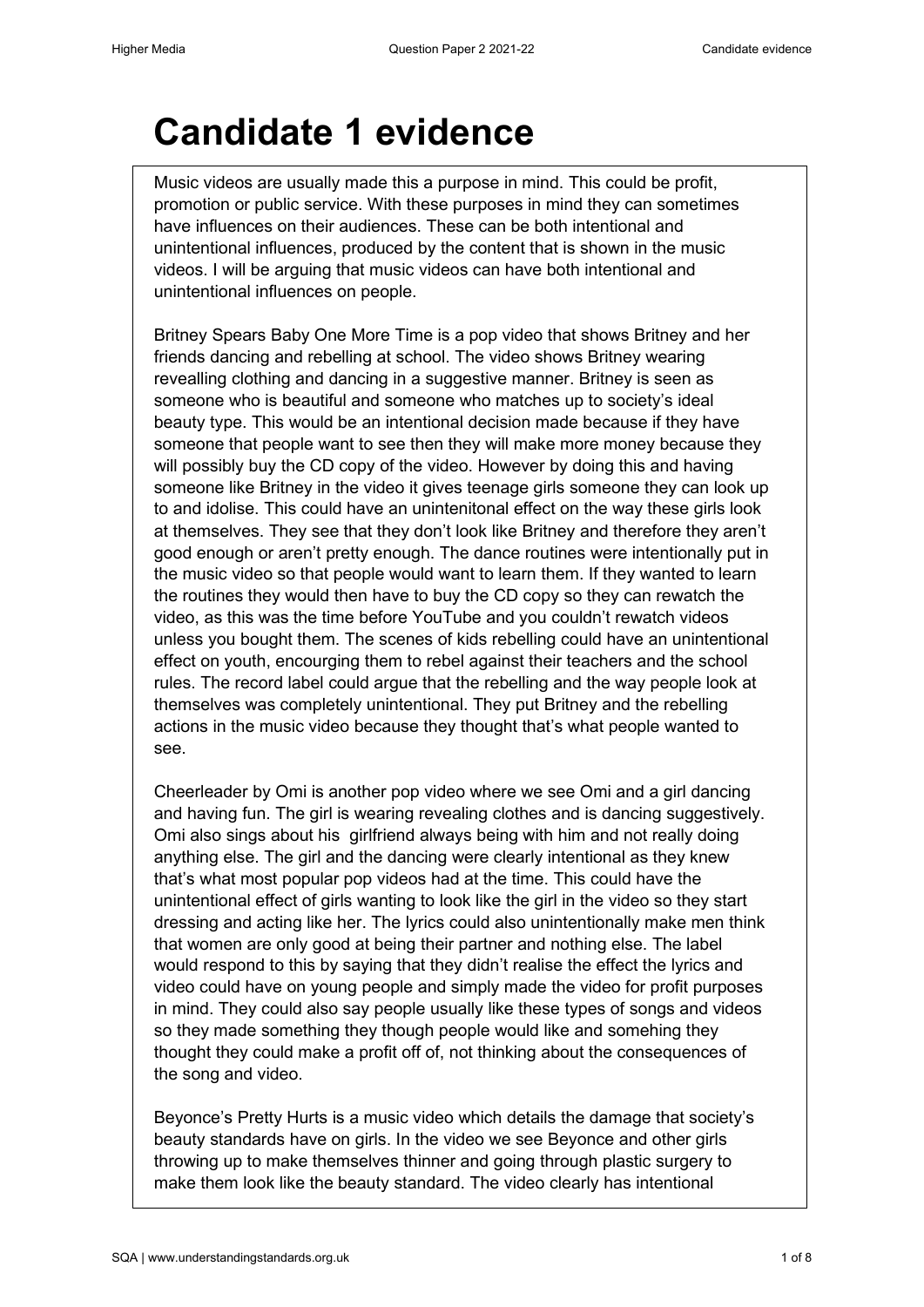# Candidate 1 evidence

Music videos are usually made this a purpose in mind. This could be profit, promotion or public service. With these purposes in mind they can sometimes have influences on their audiences. These can be both intentional and unintentional influences, produced by the content that is shown in the music videos. I will be arguing that music videos can have both intentional and unintentional influences on people.

Britney Spears Baby One More Time is a pop video that shows Britney and her friends dancing and rebelling at school. The video shows Britney wearing revealling clothing and dancing in a suggestive manner. Britney is seen as someone who is beautiful and someone who matches up to society's ideal beauty type. This would be an intentional decision made because if they have someone that people want to see then they will make more money because they will possibly buy the CD copy of the video. However by doing this and having someone like Britney in the video it gives teenage girls someone they can look up to and idolise. This could have an unintenitonal effect on the way these girls look at themselves. They see that they don't look like Britney and therefore they aren't good enough or aren't pretty enough. The dance routines were intentionally put in the music video so that people would want to learn them. If they wanted to learn the routines they would then have to buy the CD copy so they can rewatch the video, as this was the time before YouTube and you couldn't rewatch videos unless you bought them. The scenes of kids rebelling could have an unintentional effect on youth, encourging them to rebel against their teachers and the school rules. The record label could argue that the rebelling and the way people look at themselves was completely unintentional. They put Britney and the rebelling actions in the music video because they thought that's what people wanted to see.

Cheerleader by Omi is another pop video where we see Omi and a girl dancing and having fun. The girl is wearing revealing clothes and is dancing suggestively. Omi also sings about his girlfriend always being with him and not really doing anything else. The girl and the dancing were clearly intentional as they knew that's what most popular pop videos had at the time. This could have the unintentional effect of girls wanting to look like the girl in the video so they start dressing and acting like her. The lyrics could also unintentionally make men think that women are only good at being their partner and nothing else. The label would respond to this by saying that they didn't realise the effect the lyrics and video could have on young people and simply made the video for profit purposes in mind. They could also say people usually like these types of songs and videos so they made something they though people would like and somehing they thought they could make a profit off of, not thinking about the consequences of the song and video.

Beyonce's Pretty Hurts is a music video which details the damage that society's beauty standards have on girls. In the video we see Beyonce and other girls throwing up to make themselves thinner and going through plastic surgery to make them look like the beauty standard. The video clearly has intentional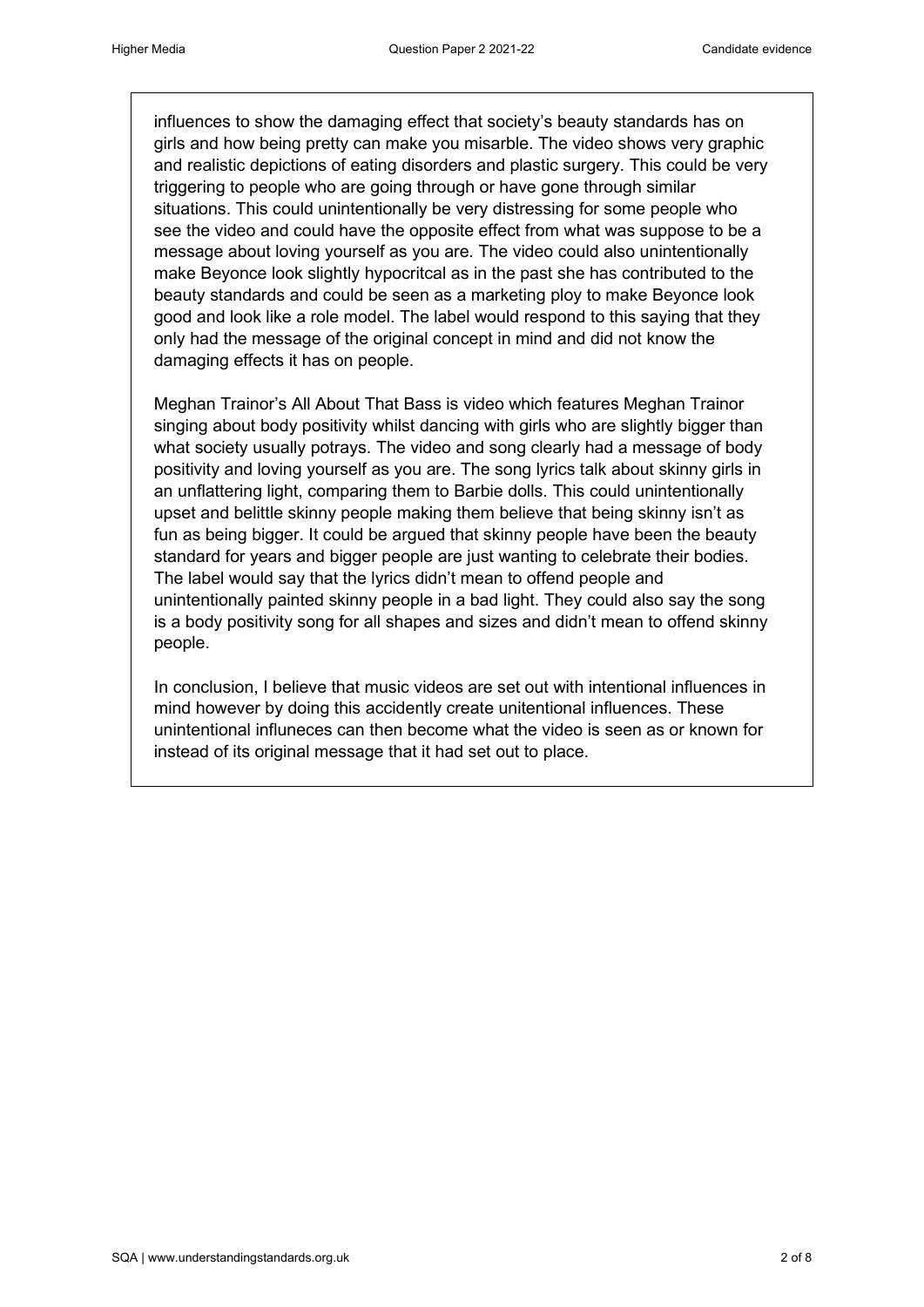influences to show the damaging effect that society's beauty standards has on girls and how being pretty can make you misarble. The video shows very graphic and realistic depictions of eating disorders and plastic surgery. This could be very triggering to people who are going through or have gone through similar situations. This could unintentionally be very distressing for some people who see the video and could have the opposite effect from what was suppose to be a message about loving yourself as you are. The video could also unintentionally make Beyonce look slightly hypocritcal as in the past she has contributed to the beauty standards and could be seen as a marketing ploy to make Beyonce look good and look like a role model. The label would respond to this saying that they only had the message of the original concept in mind and did not know the damaging effects it has on people.

Meghan Trainor's All About That Bass is video which features Meghan Trainor singing about body positivity whilst dancing with girls who are slightly bigger than what society usually potrays. The video and song clearly had a message of body positivity and loving yourself as you are. The song lyrics talk about skinny girls in an unflattering light, comparing them to Barbie dolls. This could unintentionally upset and belittle skinny people making them believe that being skinny isn't as fun as being bigger. It could be argued that skinny people have been the beauty standard for years and bigger people are just wanting to celebrate their bodies. The label would say that the lyrics didn't mean to offend people and unintentionally painted skinny people in a bad light. They could also say the song is a body positivity song for all shapes and sizes and didn't mean to offend skinny people.

In conclusion, I believe that music videos are set out with intentional influences in mind however by doing this accidently create unitentional influences. These unintentional influneces can then become what the video is seen as or known for instead of its original message that it had set out to place.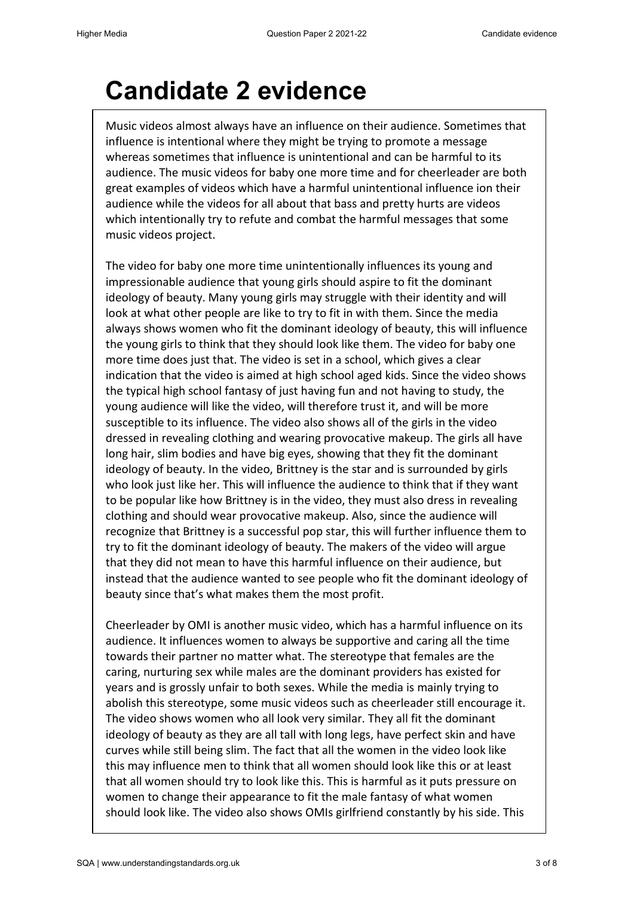# Candidate 2 evidence

Music videos almost always have an influence on their audience. Sometimes that influence is intentional where they might be trying to promote a message whereas sometimes that influence is unintentional and can be harmful to its audience. The music videos for baby one more time and for cheerleader are both great examples of videos which have a harmful unintentional influence ion their audience while the videos for all about that bass and pretty hurts are videos which intentionally try to refute and combat the harmful messages that some music videos project.

The video for baby one more time unintentionally influences its young and impressionable audience that young girls should aspire to fit the dominant ideology of beauty. Many young girls may struggle with their identity and will look at what other people are like to try to fit in with them. Since the media always shows women who fit the dominant ideology of beauty, this will influence the young girls to think that they should look like them. The video for baby one more time does just that. The video is set in a school, which gives a clear indication that the video is aimed at high school aged kids. Since the video shows the typical high school fantasy of just having fun and not having to study, the young audience will like the video, will therefore trust it, and will be more susceptible to its influence. The video also shows all of the girls in the video dressed in revealing clothing and wearing provocative makeup. The girls all have long hair, slim bodies and have big eyes, showing that they fit the dominant ideology of beauty. In the video, Brittney is the star and is surrounded by girls who look just like her. This will influence the audience to think that if they want to be popular like how Brittney is in the video, they must also dress in revealing clothing and should wear provocative makeup. Also, since the audience will recognize that Brittney is a successful pop star, this will further influence them to try to fit the dominant ideology of beauty. The makers of the video will argue that they did not mean to have this harmful influence on their audience, but instead that the audience wanted to see people who fit the dominant ideology of beauty since that's what makes them the most profit.

Cheerleader by OMI is another music video, which has a harmful influence on its audience. It influences women to always be supportive and caring all the time towards their partner no matter what. The stereotype that females are the caring, nurturing sex while males are the dominant providers has existed for years and is grossly unfair to both sexes. While the media is mainly trying to abolish this stereotype, some music videos such as cheerleader still encourage it. The video shows women who all look very similar. They all fit the dominant ideology of beauty as they are all tall with long legs, have perfect skin and have curves while still being slim. The fact that all the women in the video look like this may influence men to think that all women should look like this or at least that all women should try to look like this. This is harmful as it puts pressure on women to change their appearance to fit the male fantasy of what women should look like. The video also shows OMIs girlfriend constantly by his side. This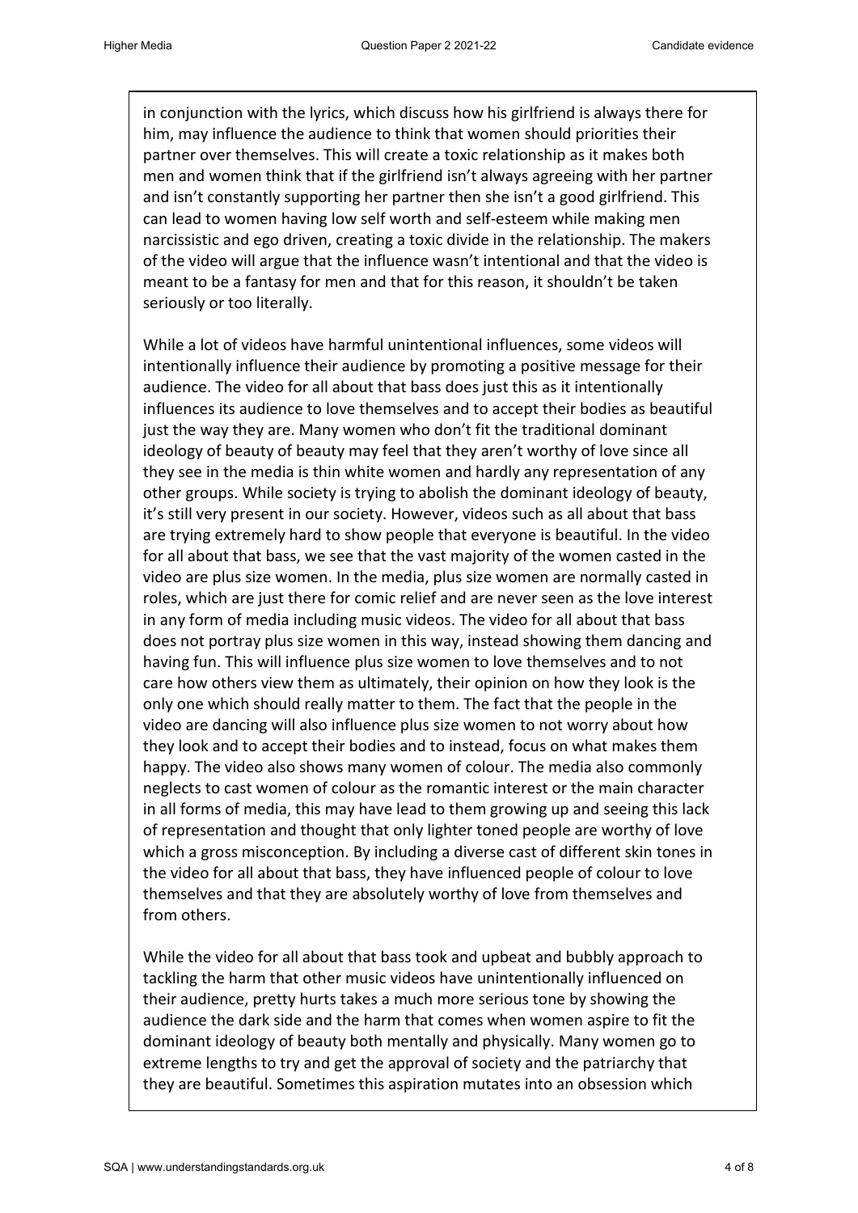in conjunction with the lyrics, which discuss how his girlfriend is always there for him, may influence the audience to think that women should priorities their partner over themselves. This will create a toxic relationship as it makes both men and women think that if the girlfriend isn't always agreeing with her partner and isn't constantly supporting her partner then she isn't a good girlfriend. This can lead to women having low self worth and self-esteem while making men narcissistic and ego driven, creating a toxic divide in the relationship. The makers of the video will argue that the influence wasn't intentional and that the video is meant to be a fantasy for men and that for this reason, it shouldn't be taken seriously or too literally.

While a lot of videos have harmful unintentional influences, some videos will intentionally influence their audience by promoting a positive message for their audience. The video for all about that bass does just this as it intentionally influences its audience to love themselves and to accept their bodies as beautiful just the way they are. Many women who don't fit the traditional dominant ideology of beauty of beauty may feel that they aren't worthy of love since all they see in the media is thin white women and hardly any representation of any other groups. While society is trying to abolish the dominant ideology of beauty, it's still very present in our society. However, videos such as all about that bass are trying extremely hard to show people that everyone is beautiful. In the video for all about that bass, we see that the vast majority of the women casted in the video are plus size women. In the media, plus size women are normally casted in roles, which are just there for comic relief and are never seen as the love interest in any form of media including music videos. The video for all about that bass does not portray plus size women in this way, instead showing them dancing and having fun. This will influence plus size women to love themselves and to not care how others view them as ultimately, their opinion on how they look is the only one which should really matter to them. The fact that the people in the video are dancing will also influence plus size women to not worry about how they look and to accept their bodies and to instead, focus on what makes them happy. The video also shows many women of colour. The media also commonly neglects to cast women of colour as the romantic interest or the main character in all forms of media, this may have lead to them growing up and seeing this lack of representation and thought that only lighter toned people are worthy of love which a gross misconception. By including a diverse cast of different skin tones in the video for all about that bass, they have influenced people of colour to love themselves and that they are absolutely worthy of love from themselves and from others.

While the video for all about that bass took and upbeat and bubbly approach to tackling the harm that other music videos have unintentionally influenced on their audience, pretty hurts takes a much more serious tone by showing the audience the dark side and the harm that comes when women aspire to fit the dominant ideology of beauty both mentally and physically. Many women go to extreme lengths to try and get the approval of society and the patriarchy that they are beautiful. Sometimes this aspiration mutates into an obsession which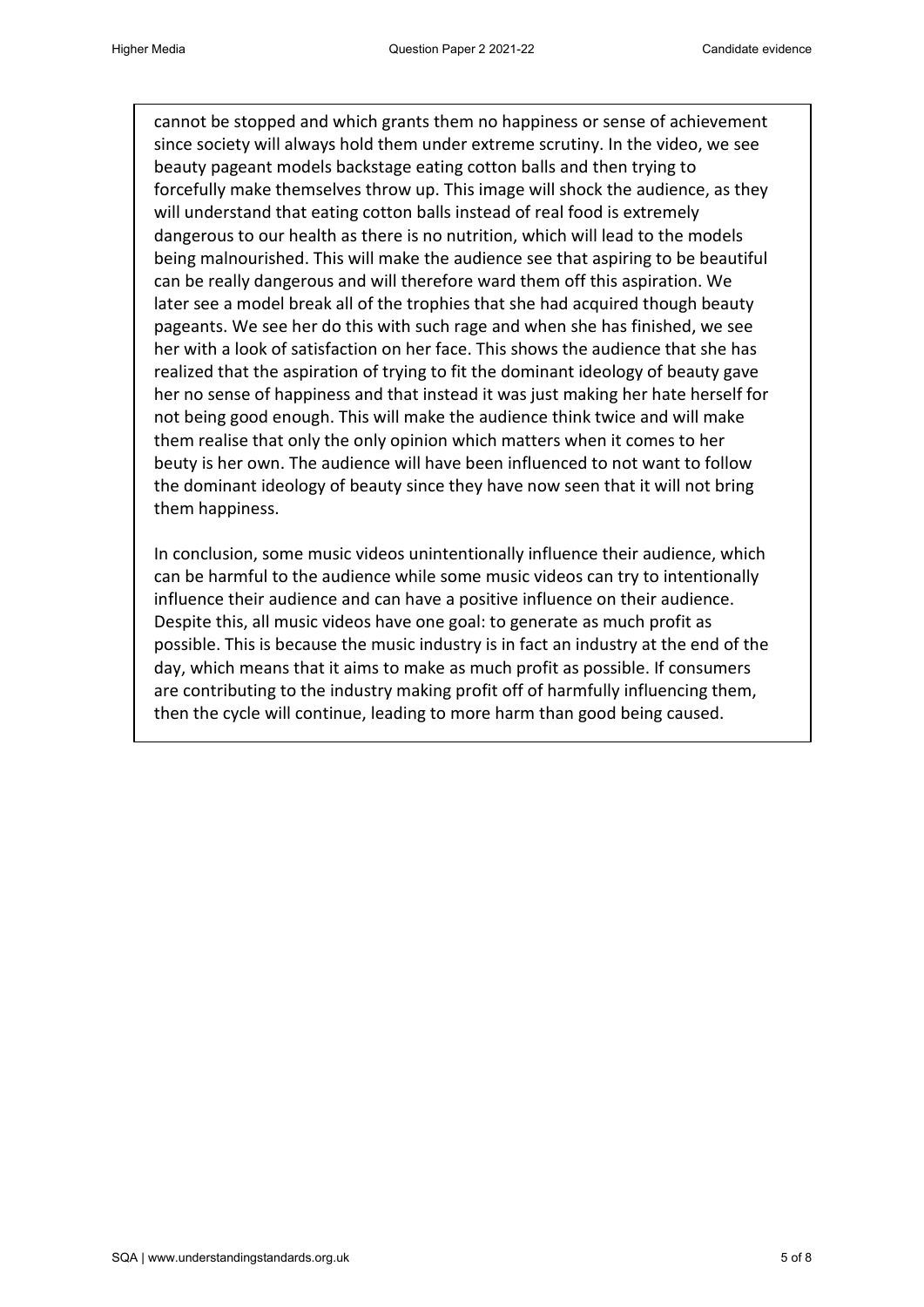cannot be stopped and which grants them no happiness or sense of achievement since society will always hold them under extreme scrutiny. In the video, we see beauty pageant models backstage eating cotton balls and then trying to forcefully make themselves throw up. This image will shock the audience, as they will understand that eating cotton balls instead of real food is extremely dangerous to our health as there is no nutrition, which will lead to the models being malnourished. This will make the audience see that aspiring to be beautiful can be really dangerous and will therefore ward them off this aspiration. We later see a model break all of the trophies that she had acquired though beauty pageants. We see her do this with such rage and when she has finished, we see her with a look of satisfaction on her face. This shows the audience that she has realized that the aspiration of trying to fit the dominant ideology of beauty gave her no sense of happiness and that instead it was just making her hate herself for not being good enough. This will make the audience think twice and will make them realise that only the only opinion which matters when it comes to her beuty is her own. The audience will have been influenced to not want to follow the dominant ideology of beauty since they have now seen that it will not bring them happiness.

In conclusion, some music videos unintentionally influence their audience, which can be harmful to the audience while some music videos can try to intentionally influence their audience and can have a positive influence on their audience. Despite this, all music videos have one goal: to generate as much profit as possible. This is because the music industry is in fact an industry at the end of the day, which means that it aims to make as much profit as possible. If consumers are contributing to the industry making profit off of harmfully influencing them, then the cycle will continue, leading to more harm than good being caused.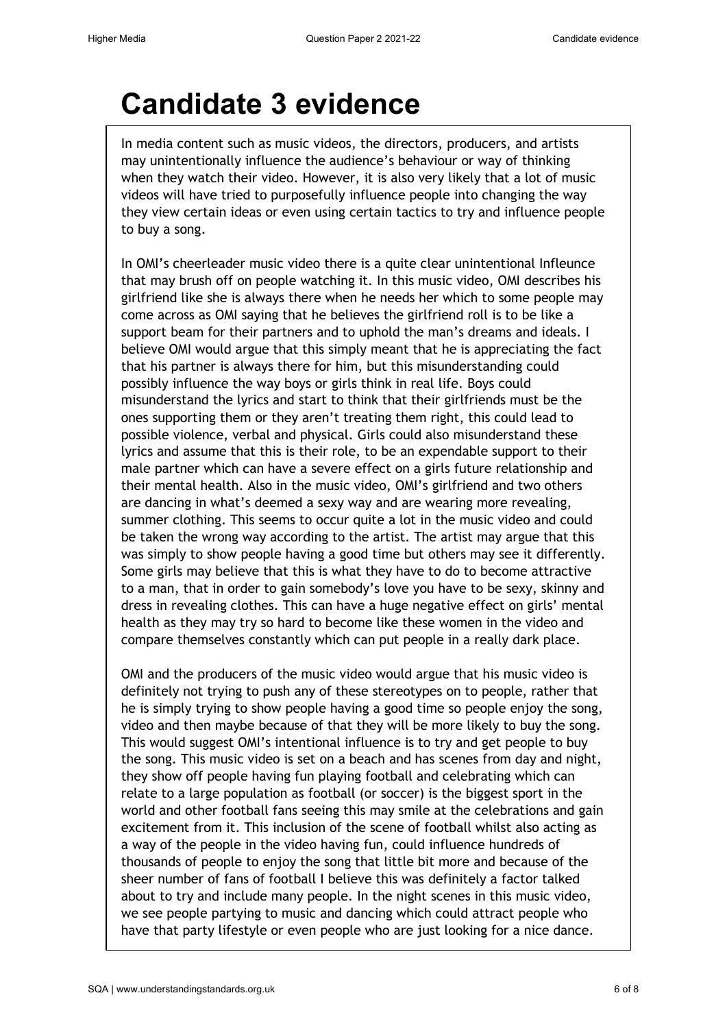# Candidate 3 evidence

In media content such as music videos, the directors, producers, and artists may unintentionally influence the audience's behaviour or way of thinking when they watch their video. However, it is also very likely that a lot of music videos will have tried to purposefully influence people into changing the way they view certain ideas or even using certain tactics to try and influence people to buy a song.

In OMI's cheerleader music video there is a quite clear unintentional Infleunce that may brush off on people watching it. In this music video, OMI describes his girlfriend like she is always there when he needs her which to some people may come across as OMI saying that he believes the girlfriend roll is to be like a support beam for their partners and to uphold the man's dreams and ideals. I believe OMI would argue that this simply meant that he is appreciating the fact that his partner is always there for him, but this misunderstanding could possibly influence the way boys or girls think in real life. Boys could misunderstand the lyrics and start to think that their girlfriends must be the ones supporting them or they aren't treating them right, this could lead to possible violence, verbal and physical. Girls could also misunderstand these lyrics and assume that this is their role, to be an expendable support to their male partner which can have a severe effect on a girls future relationship and their mental health. Also in the music video, OMI's girlfriend and two others are dancing in what's deemed a sexy way and are wearing more revealing, summer clothing. This seems to occur quite a lot in the music video and could be taken the wrong way according to the artist. The artist may argue that this was simply to show people having a good time but others may see it differently. Some girls may believe that this is what they have to do to become attractive to a man, that in order to gain somebody's love you have to be sexy, skinny and dress in revealing clothes. This can have a huge negative effect on girls' mental health as they may try so hard to become like these women in the video and compare themselves constantly which can put people in a really dark place.

OMI and the producers of the music video would argue that his music video is definitely not trying to push any of these stereotypes on to people, rather that he is simply trying to show people having a good time so people enjoy the song, video and then maybe because of that they will be more likely to buy the song. This would suggest OMI's intentional influence is to try and get people to buy the song. This music video is set on a beach and has scenes from day and night, they show off people having fun playing football and celebrating which can relate to a large population as football (or soccer) is the biggest sport in the world and other football fans seeing this may smile at the celebrations and gain excitement from it. This inclusion of the scene of football whilst also acting as a way of the people in the video having fun, could influence hundreds of thousands of people to enjoy the song that little bit more and because of the sheer number of fans of football I believe this was definitely a factor talked about to try and include many people. In the night scenes in this music video, we see people partying to music and dancing which could attract people who have that party lifestyle or even people who are just looking for a nice dance.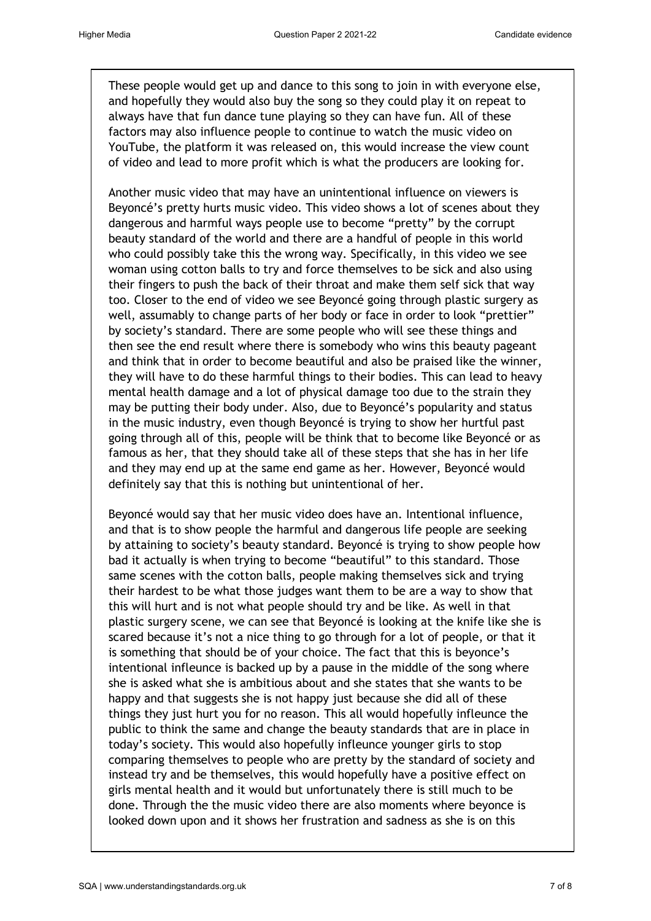These people would get up and dance to this song to join in with everyone else, and hopefully they would also buy the song so they could play it on repeat to always have that fun dance tune playing so they can have fun. All of these factors may also influence people to continue to watch the music video on YouTube, the platform it was released on, this would increase the view count of video and lead to more profit which is what the producers are looking for.

Another music video that may have an unintentional influence on viewers is Beyoncé's pretty hurts music video. This video shows a lot of scenes about they dangerous and harmful ways people use to become "pretty" by the corrupt beauty standard of the world and there are a handful of people in this world who could possibly take this the wrong way. Specifically, in this video we see woman using cotton balls to try and force themselves to be sick and also using their fingers to push the back of their throat and make them self sick that way too. Closer to the end of video we see Beyoncé going through plastic surgery as well, assumably to change parts of her body or face in order to look "prettier" by society's standard. There are some people who will see these things and then see the end result where there is somebody who wins this beauty pageant and think that in order to become beautiful and also be praised like the winner, they will have to do these harmful things to their bodies. This can lead to heavy mental health damage and a lot of physical damage too due to the strain they may be putting their body under. Also, due to Beyoncé's popularity and status in the music industry, even though Beyoncé is trying to show her hurtful past going through all of this, people will be think that to become like Beyoncé or as famous as her, that they should take all of these steps that she has in her life and they may end up at the same end game as her. However, Beyoncé would definitely say that this is nothing but unintentional of her.

Beyoncé would say that her music video does have an. Intentional influence, and that is to show people the harmful and dangerous life people are seeking by attaining to society's beauty standard. Beyoncé is trying to show people how bad it actually is when trying to become "beautiful" to this standard. Those same scenes with the cotton balls, people making themselves sick and trying their hardest to be what those judges want them to be are a way to show that this will hurt and is not what people should try and be like. As well in that plastic surgery scene, we can see that Beyoncé is looking at the knife like she is scared because it's not a nice thing to go through for a lot of people, or that it is something that should be of your choice. The fact that this is beyonce's intentional infleunce is backed up by a pause in the middle of the song where she is asked what she is ambitious about and she states that she wants to be happy and that suggests she is not happy just because she did all of these things they just hurt you for no reason. This all would hopefully infleunce the public to think the same and change the beauty standards that are in place in today's society. This would also hopefully infleunce younger girls to stop comparing themselves to people who are pretty by the standard of society and instead try and be themselves, this would hopefully have a positive effect on girls mental health and it would but unfortunately there is still much to be done. Through the the music video there are also moments where beyonce is looked down upon and it shows her frustration and sadness as she is on this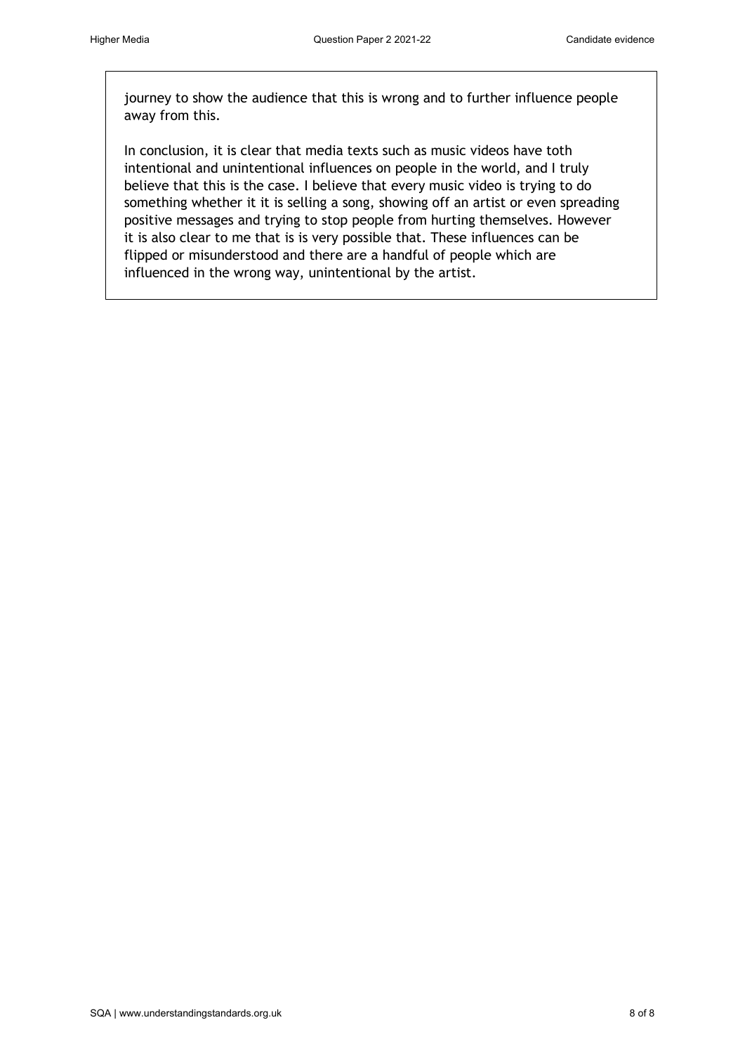journey to show the audience that this is wrong and to further influence people away from this.

In conclusion, it is clear that media texts such as music videos have toth intentional and unintentional influences on people in the world, and I truly believe that this is the case. I believe that every music video is trying to do something whether it it is selling a song, showing off an artist or even spreading positive messages and trying to stop people from hurting themselves. However it is also clear to me that is is very possible that. These influences can be flipped or misunderstood and there are a handful of people which are influenced in the wrong way, unintentional by the artist.